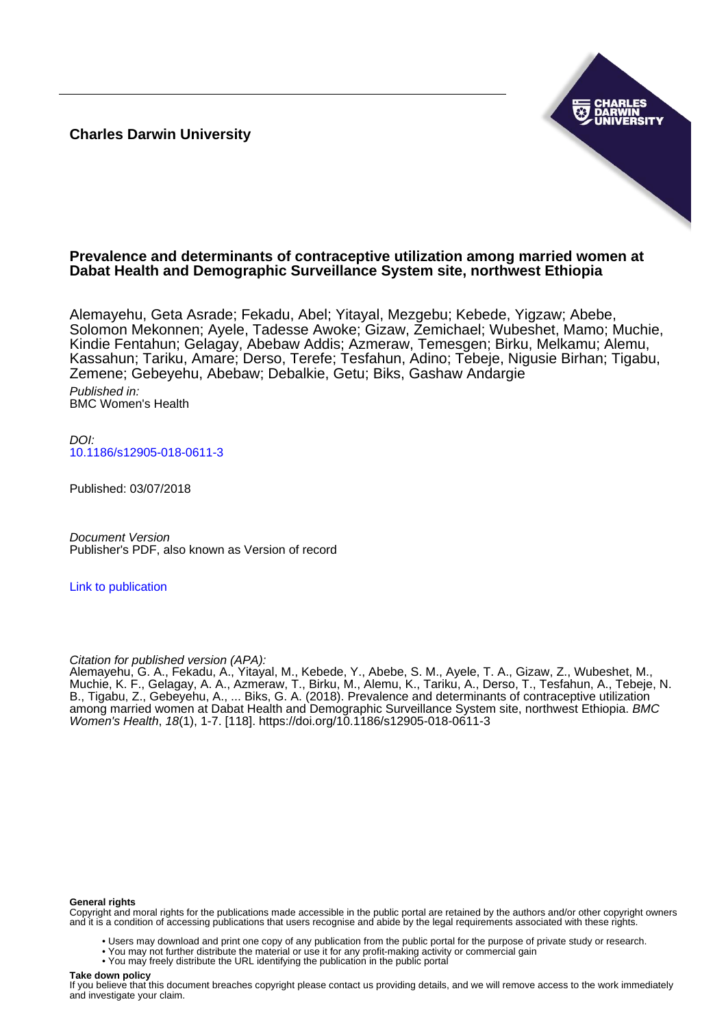**Charles Darwin University**

# Prevalence and determinants of contraceptive utilization among married women at Dabat Health and Demographic Surveillance System site, northwest Ethiopia

Alemayehu, Geta Asrade; Fekadu, Abel; Yitayal, Mezgebu; Kebede, Yigzaw; Abebe, Solomon Mekonnen; Ayele, Tadesse Awoke; Gizaw, Zemichael; Wubeshet, Mamo; Muchie, Kindie Fentahun; Gelagay, Abebaw Addis; Azmeraw, Temesgen; Birku, Melkamu; Alemu, Kassahun; Tariku, Amare; Derso, Terefe; Tesfahun, Adino; Tebeje, Nigusie Birhan; Tigabu, Zemene; Gebeyehu, Abebaw; Debalkie, Getu; Biks, Gashaw Andargie

*Published in:*
BMC Women's Health

*DOI:*
10.1186/s12905-018-0611-3

Published: 03/07/2018

*Document Version*
Publisher's PDF, also known as Version of record

Link to publication

*Citation for published version (APA):*
Alemayehu, G. A., Fekadu, A., Yitayal, M., Kebede, Y., Abebe, S. M., Ayele, T. A., Gizaw, Z., Wubeshet, M., Muchie, K. F., Gelagay, A. A., Azmeraw, T., Birku, M., Alemu, K., Tariku, A., Derso, T., Tesfahun, A., Tebeje, N. B., Tigabu, Z., Gebeyehu, A., ... Biks, G. A. (2018). Prevalence and determinants of contraceptive utilization among married women at Dabat Health and Demographic Surveillance System site, northwest Ethiopia. *BMC Women's Health*, *18*(1), 1-7. [118]. https://doi.org/10.1186/s12905-018-0611-3

**General rights**
Copyright and moral rights for the publications made accessible in the public portal are retained by the authors and/or other copyright owners and it is a condition of accessing publications that users recognise and abide by the legal requirements associated with these rights.

- Users may download and print one copy of any publication from the public portal for the purpose of private study or research.
- You may not further distribute the material or use it for any profit-making activity or commercial gain
- You may freely distribute the URL identifying the publication in the public portal

**Take down policy**
If you believe that this document breaches copyright please contact us providing details, and we will remove access to the work immediately and investigate your claim.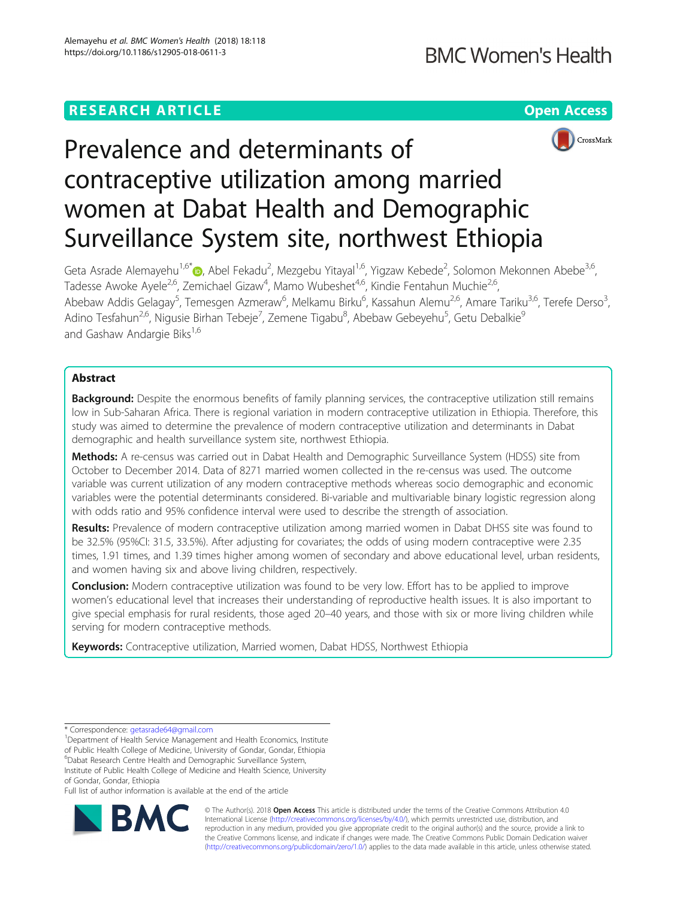# Prevalence and determinants of contraceptive utilization among married women at Dabat Health and Demographic Surveillance System site, northwest Ethiopia

Geta Asrade Alemayehu[1,6*], Abel Fekadu[2], Mezgebu Yitayal[1,6], Yigzaw Kebede[2], Solomon Mekonnen Abebe[3,6], Tadesse Awoke Ayele[2,6], Zemichael Gizaw[4], Mamo Wubeshet[4,6], Kindie Fentahun Muchie[2,6], Abebaw Addis Gelagay[5], Temesgen Azmeraw[6], Melkamu Birku[6], Kassahun Alemu[2,6], Amare Tariku[3,6], Terefe Derso[3], Adino Tesfahun[2,6], Nigusie Birhan Tebeje[7], Zemene Tigabu[8], Abebaw Gebeyehu[5], Getu Debalkie[9] and Gashaw Andargie Biks[1,6]

## Abstract

**Background:** Despite the enormous benefits of family planning services, the contraceptive utilization still remains low in Sub-Saharan Africa. There is regional variation in modern contraceptive utilization in Ethiopia. Therefore, this study was aimed to determine the prevalence of modern contraceptive utilization and determinants in Dabat demographic and health surveillance system site, northwest Ethiopia.

**Methods:** A re-census was carried out in Dabat Health and Demographic Surveillance System (HDSS) site from October to December 2014. Data of 8271 married women collected in the re-census was used. The outcome variable was current utilization of any modern contraceptive methods whereas socio demographic and economic variables were the potential determinants considered. Bi-variable and multivariable binary logistic regression along with odds ratio and 95% confidence interval were used to describe the strength of association.

**Results:** Prevalence of modern contraceptive utilization among married women in Dabat DHSS site was found to be 32.5% (95%CI: 31.5, 33.5%). After adjusting for covariates; the odds of using modern contraceptive were 2.35 times, 1.91 times, and 1.39 times higher among women of secondary and above educational level, urban residents, and women having six and above living children, respectively.

**Conclusion:** Modern contraceptive utilization was found to be very low. Effort has to be applied to improve women's educational level that increases their understanding of reproductive health issues. It is also important to give special emphasis for rural residents, those aged 20–40 years, and those with six or more living children while serving for modern contraceptive methods.

**Keywords:** Contraceptive utilization, Married women, Dabat HDSS, Northwest Ethiopia

---

\* Correspondence: getasrade64@gmail.com

[1]Department of Health Service Management and Health Economics, Institute of Public Health College of Medicine, University of Gondar, Gondar, Ethiopia

[6]Dabat Research Centre Health and Demographic Surveillance System, Institute of Public Health College of Medicine and Health Science, University of Gondar, Gondar, Ethiopia

Full list of author information is available at the end of the article

© The Author(s). 2018 **Open Access** This article is distributed under the terms of the Creative Commons Attribution 4.0 International License (http://creativecommons.org/licenses/by/4.0/), which permits unrestricted use, distribution, and reproduction in any medium, provided you give appropriate credit to the original author(s) and the source, provide a link to the Creative Commons license, and indicate if changes were made. The Creative Commons Public Domain Dedication waiver (http://creativecommons.org/publicdomain/zero/1.0/) applies to the data made available in this article, unless otherwise stated.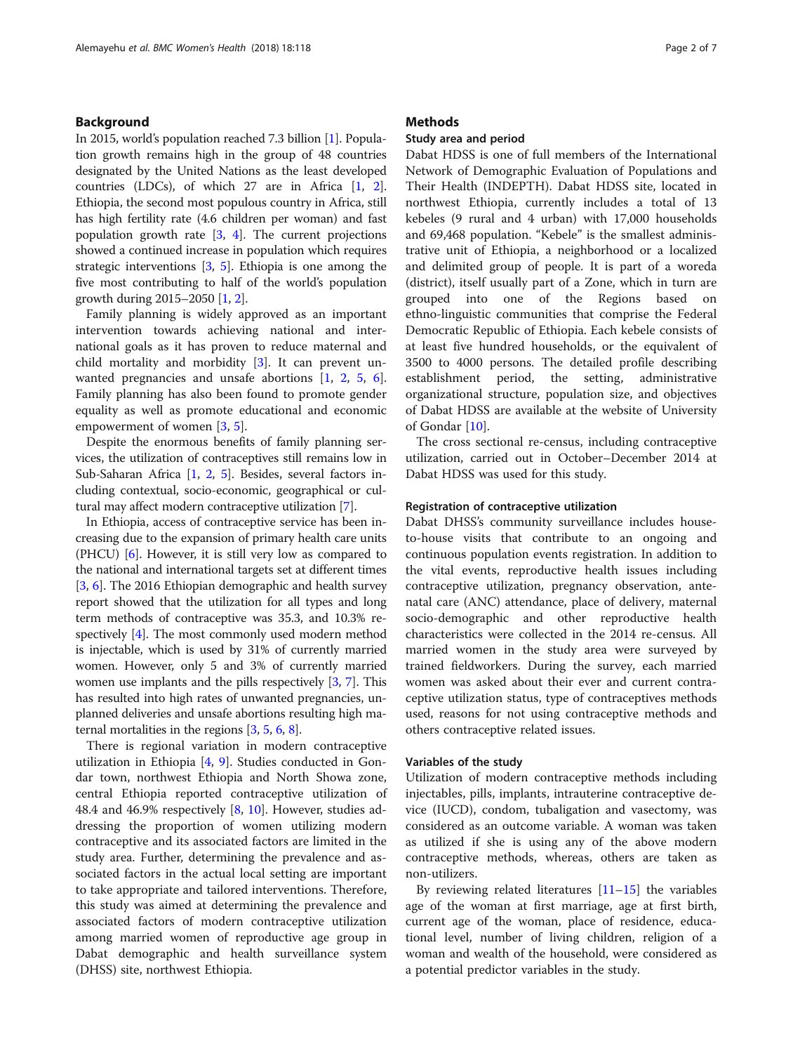## Background

In 2015, world's population reached 7.3 billion [1]. Population growth remains high in the group of 48 countries designated by the United Nations as the least developed countries (LDCs), of which 27 are in Africa [1, 2]. Ethiopia, the second most populous country in Africa, still has high fertility rate (4.6 children per woman) and fast population growth rate [3, 4]. The current projections showed a continued increase in population which requires strategic interventions [3, 5]. Ethiopia is one among the five most contributing to half of the world's population growth during 2015–2050 [1, 2].

Family planning is widely approved as an important intervention towards achieving national and international goals as it has proven to reduce maternal and child mortality and morbidity [3]. It can prevent unwanted pregnancies and unsafe abortions [1, 2, 5, 6]. Family planning has also been found to promote gender equality as well as promote educational and economic empowerment of women [3, 5].

Despite the enormous benefits of family planning services, the utilization of contraceptives still remains low in Sub-Saharan Africa [1, 2, 5]. Besides, several factors including contextual, socio-economic, geographical or cultural may affect modern contraceptive utilization [7].

In Ethiopia, access of contraceptive service has been increasing due to the expansion of primary health care units (PHCU) [6]. However, it is still very low as compared to the national and international targets set at different times [3, 6]. The 2016 Ethiopian demographic and health survey report showed that the utilization for all types and long term methods of contraceptive was 35.3, and 10.3% respectively [4]. The most commonly used modern method is injectable, which is used by 31% of currently married women. However, only 5 and 3% of currently married women use implants and the pills respectively [3, 7]. This has resulted into high rates of unwanted pregnancies, unplanned deliveries and unsafe abortions resulting high maternal mortalities in the regions [3, 5, 6, 8].

There is regional variation in modern contraceptive utilization in Ethiopia [4, 9]. Studies conducted in Gondar town, northwest Ethiopia and North Showa zone, central Ethiopia reported contraceptive utilization of 48.4 and 46.9% respectively [8, 10]. However, studies addressing the proportion of women utilizing modern contraceptive and its associated factors are limited in the study area. Further, determining the prevalence and associated factors in the actual local setting are important to take appropriate and tailored interventions. Therefore, this study was aimed at determining the prevalence and associated factors of modern contraceptive utilization among married women of reproductive age group in Dabat demographic and health surveillance system (DHSS) site, northwest Ethiopia.

## Methods

### Study area and period

Dabat HDSS is one of full members of the International Network of Demographic Evaluation of Populations and Their Health (INDEPTH). Dabat HDSS site, located in northwest Ethiopia, currently includes a total of 13 kebeles (9 rural and 4 urban) with 17,000 households and 69,468 population. "Kebele" is the smallest administrative unit of Ethiopia, a neighborhood or a localized and delimited group of people. It is part of a woreda (district), itself usually part of a Zone, which in turn are grouped into one of the Regions based on ethno-linguistic communities that comprise the Federal Democratic Republic of Ethiopia. Each kebele consists of at least five hundred households, or the equivalent of 3500 to 4000 persons. The detailed profile describing establishment period, the setting, administrative organizational structure, population size, and objectives of Dabat HDSS are available at the website of University of Gondar [10].

The cross sectional re-census, including contraceptive utilization, carried out in October–December 2014 at Dabat HDSS was used for this study.

### Registration of contraceptive utilization

Dabat DHSS's community surveillance includes house-to-house visits that contribute to an ongoing and continuous population events registration. In addition to the vital events, reproductive health issues including contraceptive utilization, pregnancy observation, antenatal care (ANC) attendance, place of delivery, maternal socio-demographic and other reproductive health characteristics were collected in the 2014 re-census. All married women in the study area were surveyed by trained fieldworkers. During the survey, each married women was asked about their ever and current contraceptive utilization status, type of contraceptives methods used, reasons for not using contraceptive methods and others contraceptive related issues.

### Variables of the study

Utilization of modern contraceptive methods including injectables, pills, implants, intrauterine contraceptive device (IUCD), condom, tubaligation and vasectomy, was considered as an outcome variable. A woman was taken as utilized if she is using any of the above modern contraceptive methods, whereas, others are taken as non-utilizers.

By reviewing related literatures [11–15] the variables age of the woman at first marriage, age at first birth, current age of the woman, place of residence, educational level, number of living children, religion of a woman and wealth of the household, were considered as a potential predictor variables in the study.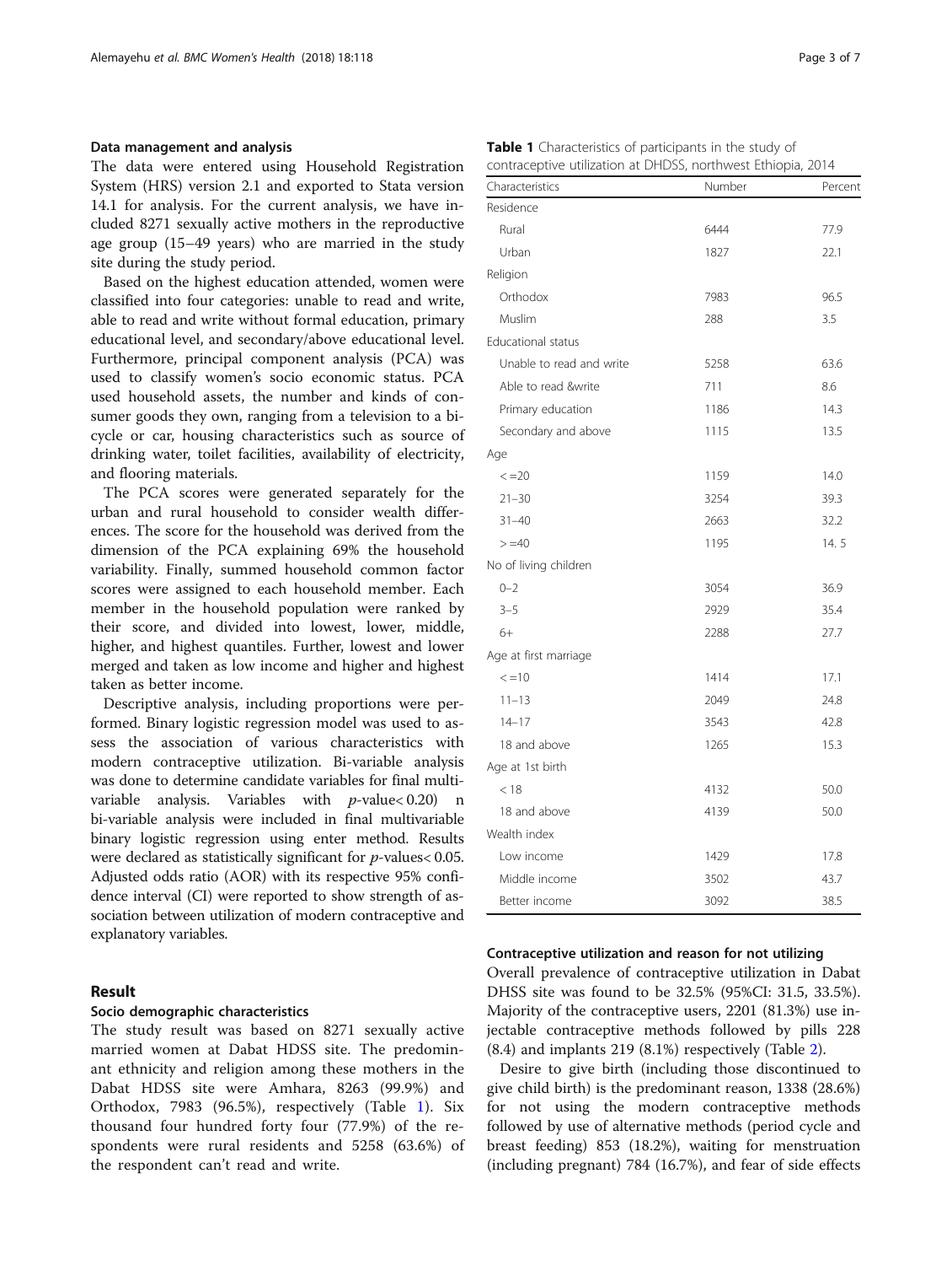### Data management and analysis

The data were entered using Household Registration System (HRS) version 2.1 and exported to Stata version 14.1 for analysis. For the current analysis, we have included 8271 sexually active mothers in the reproductive age group (15–49 years) who are married in the study site during the study period.

Based on the highest education attended, women were classified into four categories: unable to read and write, able to read and write without formal education, primary educational level, and secondary/above educational level. Furthermore, principal component analysis (PCA) was used to classify women's socio economic status. PCA used household assets, the number and kinds of consumer goods they own, ranging from a television to a bicycle or car, housing characteristics such as source of drinking water, toilet facilities, availability of electricity, and flooring materials.

The PCA scores were generated separately for the urban and rural household to consider wealth differences. The score for the household was derived from the dimension of the PCA explaining 69% the household variability. Finally, summed household common factor scores were assigned to each household member. Each member in the household population were ranked by their score, and divided into lowest, lower, middle, higher, and highest quantiles. Further, lowest and lower merged and taken as low income and higher and highest taken as better income.

Descriptive analysis, including proportions were performed. Binary logistic regression model was used to assess the association of various characteristics with modern contraceptive utilization. Bi-variable analysis was done to determine candidate variables for final multivariable analysis. Variables with $p$-value< 0.20) n bi-variable analysis were included in final multivariable binary logistic regression using enter method. Results were declared as statistically significant for $p$-values< 0.05. Adjusted odds ratio (AOR) with its respective 95% confidence interval (CI) were reported to show strength of association between utilization of modern contraceptive and explanatory variables.

## Result

### Socio demographic characteristics

The study result was based on 8271 sexually active married women at Dabat HDSS site. The predominant ethnicity and religion among these mothers in the Dabat HDSS site were Amhara, 8263 (99.9%) and Orthodox, 7983 (96.5%), respectively (Table 1). Six thousand four hundred forty four (77.9%) of the respondents were rural residents and 5258 (63.6%) of the respondent can't read and write.

**Table 1** Characteristics of participants in the study of contraceptive utilization at DHDSS, northwest Ethiopia, 2014

| Characteristics | Number | Percent |
|---|---|---|
| Residence | | |
| Rural | 6444 | 77.9 |
| Urban | 1827 | 22.1 |
| Religion | | |
| Orthodox | 7983 | 96.5 |
| Muslim | 288 | 3.5 |
| Educational status | | |
| Unable to read and write | 5258 | 63.6 |
| Able to read &write | 711 | 8.6 |
| Primary education | 1186 | 14.3 |
| Secondary and above | 1115 | 13.5 |
| Age | | |
| < =20 | 1159 | 14.0 |
| 21–30 | 3254 | 39.3 |
| 31–40 | 2663 | 32.2 |
| > =40 | 1195 | 14. 5 |
| No of living children | | |
| 0–2 | 3054 | 36.9 |
| 3–5 | 2929 | 35.4 |
| 6+ | 2288 | 27.7 |
| Age at first marriage | | |
| < =10 | 1414 | 17.1 |
| 11–13 | 2049 | 24.8 |
| 14–17 | 3543 | 42.8 |
| 18 and above | 1265 | 15.3 |
| Age at 1st birth | | |
| < 18 | 4132 | 50.0 |
| 18 and above | 4139 | 50.0 |
| Wealth index | | |
| Low income | 1429 | 17.8 |
| Middle income | 3502 | 43.7 |
| Better income | 3092 | 38.5 |

### Contraceptive utilization and reason for not utilizing

Overall prevalence of contraceptive utilization in Dabat DHSS site was found to be 32.5% (95%CI: 31.5, 33.5%). Majority of the contraceptive users, 2201 (81.3%) use injectable contraceptive methods followed by pills 228 (8.4) and implants 219 (8.1%) respectively (Table 2).

Desire to give birth (including those discontinued to give child birth) is the predominant reason, 1338 (28.6%) for not using the modern contraceptive methods followed by use of alternative methods (period cycle and breast feeding) 853 (18.2%), waiting for menstruation (including pregnant) 784 (16.7%), and fear of side effects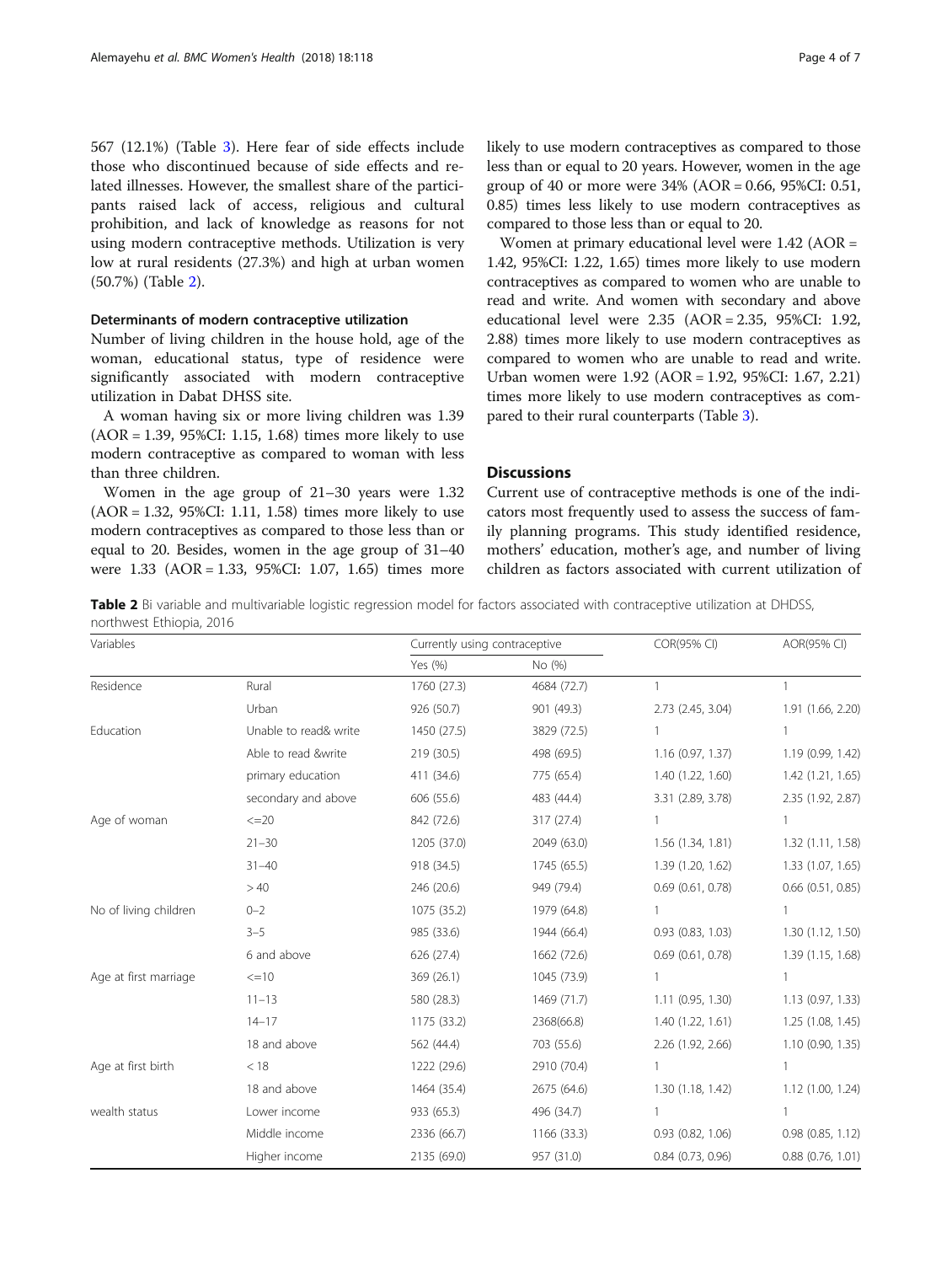567 (12.1%) (Table 3). Here fear of side effects include those who discontinued because of side effects and related illnesses. However, the smallest share of the participants raised lack of access, religious and cultural prohibition, and lack of knowledge as reasons for not using modern contraceptive methods. Utilization is very low at rural residents (27.3%) and high at urban women (50.7%) (Table 2).

### Determinants of modern contraceptive utilization

Number of living children in the house hold, age of the woman, educational status, type of residence were significantly associated with modern contraceptive utilization in Dabat DHSS site.

A woman having six or more living children was 1.39 (AOR = 1.39, 95%CI: 1.15, 1.68) times more likely to use modern contraceptive as compared to woman with less than three children.

Women in the age group of 21–30 years were 1.32 (AOR = 1.32, 95%CI: 1.11, 1.58) times more likely to use modern contraceptives as compared to those less than or equal to 20. Besides, women in the age group of 31–40 were 1.33 (AOR = 1.33, 95%CI: 1.07, 1.65) times more likely to use modern contraceptives as compared to those less than or equal to 20 years. However, women in the age group of 40 or more were 34% (AOR = 0.66, 95%CI: 0.51, 0.85) times less likely to use modern contraceptives as compared to those less than or equal to 20.

Women at primary educational level were 1.42 (AOR = 1.42, 95%CI: 1.22, 1.65) times more likely to use modern contraceptives as compared to women who are unable to read and write. And women with secondary and above educational level were 2.35 (AOR = 2.35, 95%CI: 1.92, 2.88) times more likely to use modern contraceptives as compared to women who are unable to read and write. Urban women were 1.92 (AOR = 1.92, 95%CI: 1.67, 2.21) times more likely to use modern contraceptives as compared to their rural counterparts (Table 3).

## Discussions

Current use of contraceptive methods is one of the indicators most frequently used to assess the success of family planning programs. This study identified residence, mothers' education, mother's age, and number of living children as factors associated with current utilization of

**Table 2** Bi variable and multivariable logistic regression model for factors associated with contraceptive utilization at DHDSS, northwest Ethiopia, 2016

| Variables | | Currently using contraceptive | | COR(95% CI) | AOR(95% CI) |
|---|---|---|---|---|---|
| | | Yes (%) | No (%) | | |
| Residence | Rural | 1760 (27.3) | 4684 (72.7) | 1 | 1 |
| | Urban | 926 (50.7) | 901 (49.3) | 2.73 (2.45, 3.04) | 1.91 (1.66, 2.20) |
| Education | Unable to read& write | 1450 (27.5) | 3829 (72.5) | 1 | 1 |
| | Able to read &write | 219 (30.5) | 498 (69.5) | 1.16 (0.97, 1.37) | 1.19 (0.99, 1.42) |
| | primary education | 411 (34.6) | 775 (65.4) | 1.40 (1.22, 1.60) | 1.42 (1.21, 1.65) |
| | secondary and above | 606 (55.6) | 483 (44.4) | 3.31 (2.89, 3.78) | 2.35 (1.92, 2.87) |
| Age of woman | <=20 | 842 (72.6) | 317 (27.4) | 1 | 1 |
| | 21–30 | 1205 (37.0) | 2049 (63.0) | 1.56 (1.34, 1.81) | 1.32 (1.11, 1.58) |
| | 31–40 | 918 (34.5) | 1745 (65.5) | 1.39 (1.20, 1.62) | 1.33 (1.07, 1.65) |
| | > 40 | 246 (20.6) | 949 (79.4) | 0.69 (0.61, 0.78) | 0.66 (0.51, 0.85) |
| No of living children | 0–2 | 1075 (35.2) | 1979 (64.8) | 1 | 1 |
| | 3–5 | 985 (33.6) | 1944 (66.4) | 0.93 (0.83, 1.03) | 1.30 (1.12, 1.50) |
| | 6 and above | 626 (27.4) | 1662 (72.6) | 0.69 (0.61, 0.78) | 1.39 (1.15, 1.68) |
| Age at first marriage | <=10 | 369 (26.1) | 1045 (73.9) | 1 | 1 |
| | 11–13 | 580 (28.3) | 1469 (71.7) | 1.11 (0.95, 1.30) | 1.13 (0.97, 1.33) |
| | 14–17 | 1175 (33.2) | 2368(66.8) | 1.40 (1.22, 1.61) | 1.25 (1.08, 1.45) |
| | 18 and above | 562 (44.4) | 703 (55.6) | 2.26 (1.92, 2.66) | 1.10 (0.90, 1.35) |
| Age at first birth | < 18 | 1222 (29.6) | 2910 (70.4) | 1 | 1 |
| | 18 and above | 1464 (35.4) | 2675 (64.6) | 1.30 (1.18, 1.42) | 1.12 (1.00, 1.24) |
| wealth status | Lower income | 933 (65.3) | 496 (34.7) | 1 | 1 |
| | Middle income | 2336 (66.7) | 1166 (33.3) | 0.93 (0.82, 1.06) | 0.98 (0.85, 1.12) |
| | Higher income | 2135 (69.0) | 957 (31.0) | 0.84 (0.73, 0.96) | 0.88 (0.76, 1.01) |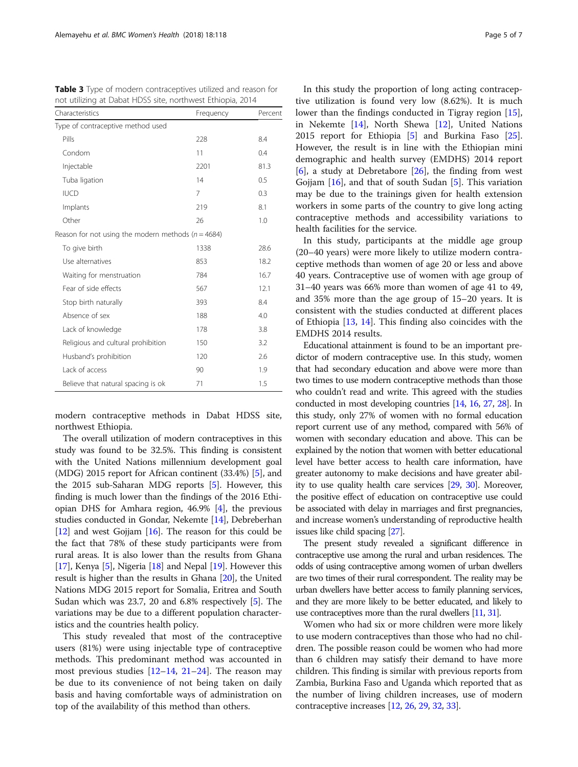**Table 3** Type of modern contraceptives utilized and reason for not utilizing at Dabat HDSS site, northwest Ethiopia, 2014

| Characteristics | Frequency | Percent |
|---|---|---|
| Type of contraceptive method used | | |
| Pills | 228 | 8.4 |
| Condom | 11 | 0.4 |
| Injectable | 2201 | 81.3 |
| Tuba ligation | 14 | 0.5 |
| IUCD | 7 | 0.3 |
| Implants | 219 | 8.1 |
| Other | 26 | 1.0 |
| Reason for not using the modern methods (n = 4684) | | |
| To give birth | 1338 | 28.6 |
| Use alternatives | 853 | 18.2 |
| Waiting for menstruation | 784 | 16.7 |
| Fear of side effects | 567 | 12.1 |
| Stop birth naturally | 393 | 8.4 |
| Absence of sex | 188 | 4.0 |
| Lack of knowledge | 178 | 3.8 |
| Religious and cultural prohibition | 150 | 3.2 |
| Husband's prohibition | 120 | 2.6 |
| Lack of access | 90 | 1.9 |
| Believe that natural spacing is ok | 71 | 1.5 |

modern contraceptive methods in Dabat HDSS site, northwest Ethiopia.

The overall utilization of modern contraceptives in this study was found to be 32.5%. This finding is consistent with the United Nations millennium development goal (MDG) 2015 report for African continent (33.4%) [5], and the 2015 sub-Saharan MDG reports [5]. However, this finding is much lower than the findings of the 2016 Ethiopian DHS for Amhara region, 46.9% [4], the previous studies conducted in Gondar, Nekemte [14], Debreberhan [12] and west Gojjam [16]. The reason for this could be the fact that 78% of these study participants were from rural areas. It is also lower than the results from Ghana [17], Kenya [5], Nigeria [18] and Nepal [19]. However this result is higher than the results in Ghana [20], the United Nations MDG 2015 report for Somalia, Eritrea and South Sudan which was 23.7, 20 and 6.8% respectively [5]. The variations may be due to a different population characteristics and the countries health policy.

This study revealed that most of the contraceptive users (81%) were using injectable type of contraceptive methods. This predominant method was accounted in most previous studies [12–14, 21–24]. The reason may be due to its convenience of not being taken on daily basis and having comfortable ways of administration on top of the availability of this method than others.

In this study the proportion of long acting contraceptive utilization is found very low (8.62%). It is much lower than the findings conducted in Tigray region [15], in Nekemte [14], North Shewa [12], United Nations 2015 report for Ethiopia [5] and Burkina Faso [25]. However, the result is in line with the Ethiopian mini demographic and health survey (EMDHS) 2014 report [6], a study at Debretabore [26], the finding from west Gojjam [16], and that of south Sudan [5]. This variation may be due to the trainings given for health extension workers in some parts of the country to give long acting contraceptive methods and accessibility variations to health facilities for the service.

In this study, participants at the middle age group (20–40 years) were more likely to utilize modern contraceptive methods than women of age 20 or less and above 40 years. Contraceptive use of women with age group of 31–40 years was 66% more than women of age 41 to 49, and 35% more than the age group of 15–20 years. It is consistent with the studies conducted at different places of Ethiopia [13, 14]. This finding also coincides with the EMDHS 2014 results.

Educational attainment is found to be an important predictor of modern contraceptive use. In this study, women that had secondary education and above were more than two times to use modern contraceptive methods than those who couldn't read and write. This agreed with the studies conducted in most developing countries [14, 16, 27, 28]. In this study, only 27% of women with no formal education report current use of any method, compared with 56% of women with secondary education and above. This can be explained by the notion that women with better educational level have better access to health care information, have greater autonomy to make decisions and have greater ability to use quality health care services [29, 30]. Moreover, the positive effect of education on contraceptive use could be associated with delay in marriages and first pregnancies, and increase women's understanding of reproductive health issues like child spacing [27].

The present study revealed a significant difference in contraceptive use among the rural and urban residences. The odds of using contraceptive among women of urban dwellers are two times of their rural correspondent. The reality may be urban dwellers have better access to family planning services, and they are more likely to be better educated, and likely to use contraceptives more than the rural dwellers [11, 31].

Women who had six or more children were more likely to use modern contraceptives than those who had no children. The possible reason could be women who had more than 6 children may satisfy their demand to have more children. This finding is similar with previous reports from Zambia, Burkina Faso and Uganda which reported that as the number of living children increases, use of modern contraceptive increases [12, 26, 29, 32, 33].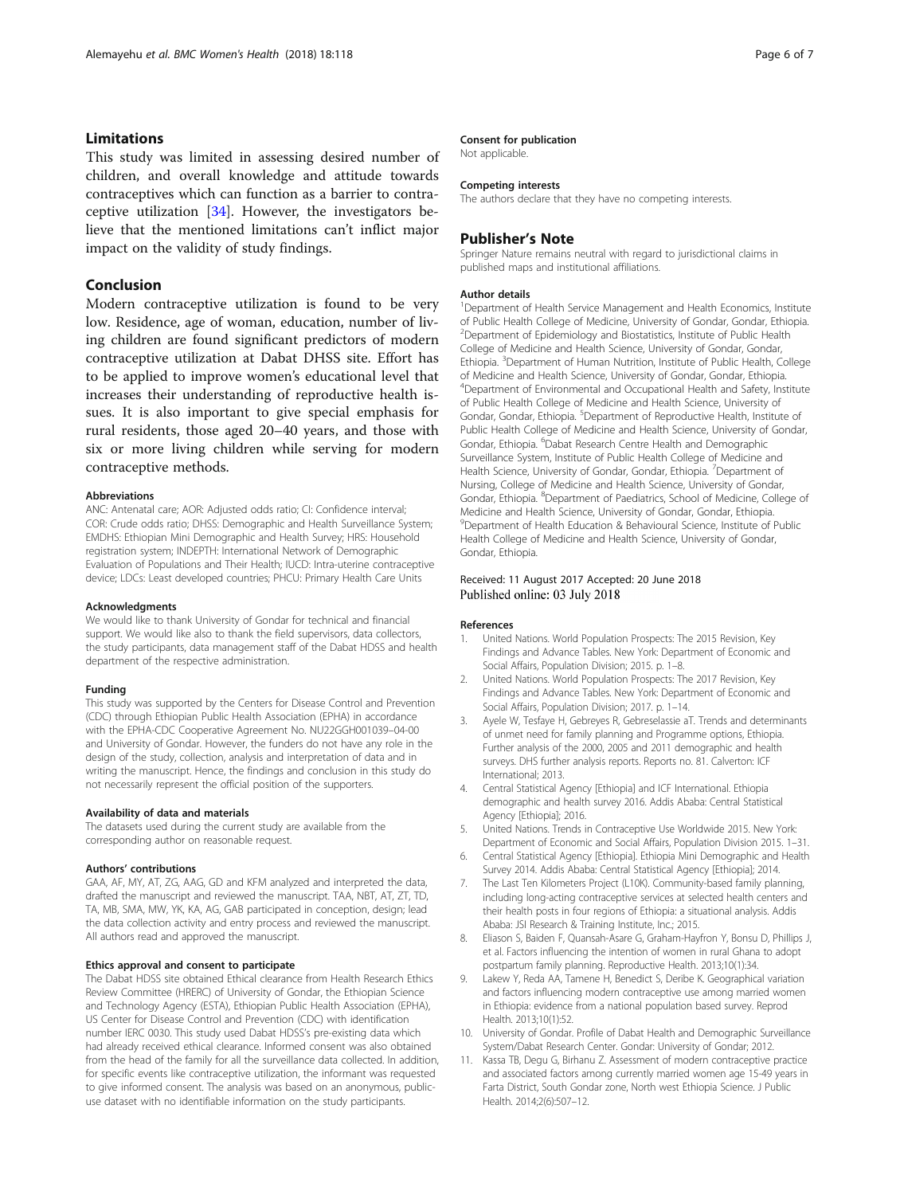## Limitations

This study was limited in assessing desired number of children, and overall knowledge and attitude towards contraceptives which can function as a barrier to contraceptive utilization [34]. However, the investigators believe that the mentioned limitations can't inflict major impact on the validity of study findings.

## Conclusion

Modern contraceptive utilization is found to be very low. Residence, age of woman, education, number of living children are found significant predictors of modern contraceptive utilization at Dabat DHSS site. Effort has to be applied to improve women's educational level that increases their understanding of reproductive health issues. It is also important to give special emphasis for rural residents, those aged 20–40 years, and those with six or more living children while serving for modern contraceptive methods.

#### Abbreviations

ANC: Antenatal care; AOR: Adjusted odds ratio; CI: Confidence interval; COR: Crude odds ratio; DHSS: Demographic and Health Surveillance System; EMDHS: Ethiopian Mini Demographic and Health Survey; HRS: Household registration system; INDEPTH: International Network of Demographic Evaluation of Populations and Their Health; IUCD: Intra-uterine contraceptive device; LDCs: Least developed countries; PHCU: Primary Health Care Units

#### Acknowledgments

We would like to thank University of Gondar for technical and financial support. We would like also to thank the field supervisors, data collectors, the study participants, data management staff of the Dabat HDSS and health department of the respective administration.

#### Funding

This study was supported by the Centers for Disease Control and Prevention (CDC) through Ethiopian Public Health Association (EPHA) in accordance with the EPHA-CDC Cooperative Agreement No. NU22GGH001039–04-00 and University of Gondar. However, the funders do not have any role in the design of the study, collection, analysis and interpretation of data and in writing the manuscript. Hence, the findings and conclusion in this study do not necessarily represent the official position of the supporters.

#### Availability of data and materials

The datasets used during the current study are available from the corresponding author on reasonable request.

#### Authors' contributions

GAA, AF, MY, AT, ZG, AAG, GD and KFM analyzed and interpreted the data, drafted the manuscript and reviewed the manuscript. TAA, NBT, AT, ZT, TD, TA, MB, SMA, MW, YK, KA, AG, GAB participated in conception, design; lead the data collection activity and entry process and reviewed the manuscript. All authors read and approved the manuscript.

#### Ethics approval and consent to participate

The Dabat HDSS site obtained Ethical clearance from Health Research Ethics Review Committee (HRERC) of University of Gondar, the Ethiopian Science and Technology Agency (ESTA), Ethiopian Public Health Association (EPHA), US Center for Disease Control and Prevention (CDC) with identification number IERC 0030. This study used Dabat HDSS's pre-existing data which had already received ethical clearance. Informed consent was also obtained from the head of the family for all the surveillance data collected. In addition, for specific events like contraceptive utilization, the informant was requested to give informed consent. The analysis was based on an anonymous, public-use dataset with no identifiable information on the study participants.

#### Consent for publication

Not applicable.

#### Competing interests

The authors declare that they have no competing interests.

## Publisher's Note

Springer Nature remains neutral with regard to jurisdictional claims in published maps and institutional affiliations.

#### Author details

[1]Department of Health Service Management and Health Economics, Institute of Public Health College of Medicine, University of Gondar, Gondar, Ethiopia. [2]Department of Epidemiology and Biostatistics, Institute of Public Health College of Medicine and Health Science, University of Gondar, Gondar, Ethiopia. [3]Department of Human Nutrition, Institute of Public Health, College of Medicine and Health Science, University of Gondar, Gondar, Ethiopia. [4]Department of Environmental and Occupational Health and Safety, Institute of Public Health College of Medicine and Health Science, University of Gondar, Gondar, Ethiopia. [5]Department of Reproductive Health, Institute of Public Health College of Medicine and Health Science, University of Gondar, Gondar, Ethiopia. [6]Dabat Research Centre Health and Demographic Surveillance System, Institute of Public Health College of Medicine and Health Science, University of Gondar, Gondar, Ethiopia. [7]Department of Nursing, College of Medicine and Health Science, University of Gondar, Gondar, Ethiopia. [8]Department of Paediatrics, School of Medicine, College of Medicine and Health Science, University of Gondar, Gondar, Ethiopia. [9]Department of Health Education & Behavioural Science, Institute of Public Health College of Medicine and Health Science, University of Gondar, Gondar, Ethiopia.

Received: 11 August 2017 Accepted: 20 June 2018
Published online: 03 July 2018

#### References

1. United Nations. World Population Prospects: The 2015 Revision, Key Findings and Advance Tables. New York: Department of Economic and Social Affairs, Population Division; 2015. p. 1–8.
2. United Nations. World Population Prospects: The 2017 Revision, Key Findings and Advance Tables. New York: Department of Economic and Social Affairs, Population Division; 2017. p. 1–14.
3. Ayele W, Tesfaye H, Gebreyes R, Gebreselassie aT. Trends and determinants of unmet need for family planning and Programme options, Ethiopia. Further analysis of the 2000, 2005 and 2011 demographic and health surveys. DHS further analysis reports. Reports no. 81. Calverton: ICF International; 2013.
4. Central Statistical Agency [Ethiopia] and ICF International. Ethiopia demographic and health survey 2016. Addis Ababa: Central Statistical Agency [Ethiopia]; 2016.
5. United Nations. Trends in Contraceptive Use Worldwide 2015. New York: Department of Economic and Social Affairs, Population Division 2015. 1–31.
6. Central Statistical Agency [Ethiopia]. Ethiopia Mini Demographic and Health Survey 2014. Addis Ababa: Central Statistical Agency [Ethiopia]; 2014.
7. The Last Ten Kilometers Project (L10K). Community-based family planning, including long-acting contraceptive services at selected health centers and their health posts in four regions of Ethiopia: a situational analysis. Addis Ababa: JSI Research & Training Institute, Inc.; 2015.
8. Eliason S, Baiden F, Quansah-Asare G, Graham-Hayfron Y, Bonsu D, Phillips J, et al. Factors influencing the intention of women in rural Ghana to adopt postpartum family planning. Reproductive Health. 2013;10(1):34.
9. Lakew Y, Reda AA, Tamene H, Benedict S, Deribe K. Geographical variation and factors influencing modern contraceptive use among married women in Ethiopia: evidence from a national population based survey. Reprod Health. 2013;10(1):52.
10. University of Gondar. Profile of Dabat Health and Demographic Surveillance System/Dabat Research Center. Gondar: University of Gondar; 2012.
11. Kassa TB, Degu G, Birhanu Z. Assessment of modern contraceptive practice and associated factors among currently married women age 15-49 years in Farta District, South Gondar zone, North west Ethiopia Science. J Public Health. 2014;2(6):507–12.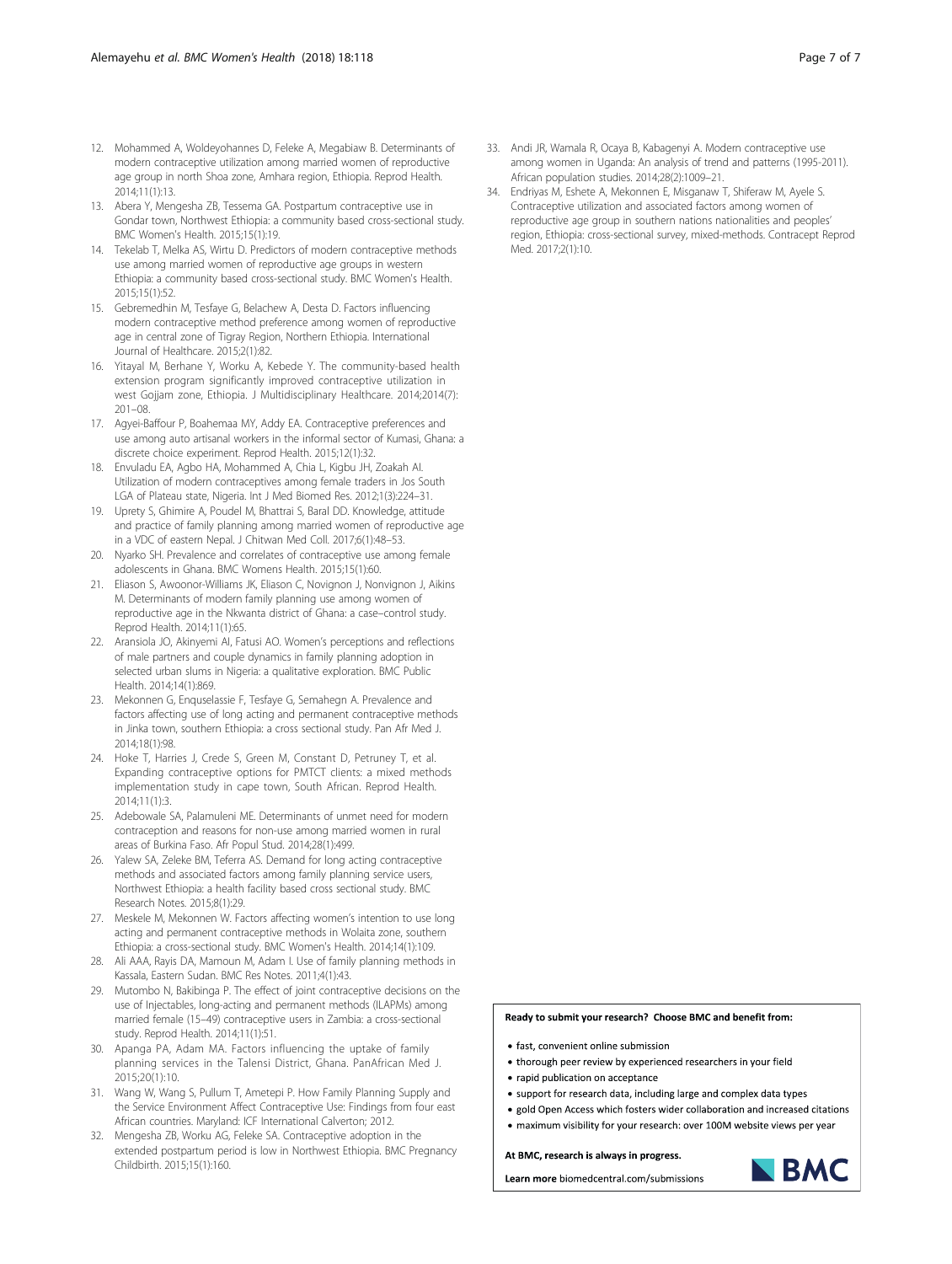12. Mohammed A, Woldeyohannes D, Feleke A, Megabiaw B. Determinants of modern contraceptive utilization among married women of reproductive age group in north Shoa zone, Amhara region, Ethiopia. Reprod Health. 2014;11(1):13.
13. Abera Y, Mengesha ZB, Tessema GA. Postpartum contraceptive use in Gondar town, Northwest Ethiopia: a community based cross-sectional study. BMC Women's Health. 2015;15(1):19.
14. Tekelab T, Melka AS, Wirtu D. Predictors of modern contraceptive methods use among married women of reproductive age groups in western Ethiopia: a community based cross-sectional study. BMC Women's Health. 2015;15(1):52.
15. Gebremedhin M, Tesfaye G, Belachew A, Desta D. Factors influencing modern contraceptive method preference among women of reproductive age in central zone of Tigray Region, Northern Ethiopia. International Journal of Healthcare. 2015;2(1):82.
16. Yitayal M, Berhane Y, Worku A, Kebede Y. The community-based health extension program significantly improved contraceptive utilization in west Gojjam zone, Ethiopia. J Multidisciplinary Healthcare. 2014;2014(7): 201–08.
17. Agyei-Baffour P, Boahemaa MY, Addy EA. Contraceptive preferences and use among auto artisanal workers in the informal sector of Kumasi, Ghana: a discrete choice experiment. Reprod Health. 2015;12(1):32.
18. Envuladu EA, Agbo HA, Mohammed A, Chia L, Kigbu JH, Zoakah AI. Utilization of modern contraceptives among female traders in Jos South LGA of Plateau state, Nigeria. Int J Med Biomed Res. 2012;1(3):224–31.
19. Uprety S, Ghimire A, Poudel M, Bhattrai S, Baral DD. Knowledge, attitude and practice of family planning among married women of reproductive age in a VDC of eastern Nepal. J Chitwan Med Coll. 2017;6(1):48–53.
20. Nyarko SH. Prevalence and correlates of contraceptive use among female adolescents in Ghana. BMC Womens Health. 2015;15(1):60.
21. Eliason S, Awoonor-Williams JK, Eliason C, Novignon J, Nonvignon J, Aikins M. Determinants of modern family planning use among women of reproductive age in the Nkwanta district of Ghana: a case–control study. Reprod Health. 2014;11(1):65.
22. Aransiola JO, Akinyemi AI, Fatusi AO. Women's perceptions and reflections of male partners and couple dynamics in family planning adoption in selected urban slums in Nigeria: a qualitative exploration. BMC Public Health. 2014;14(1):869.
23. Mekonnen G, Enquselassie F, Tesfaye G, Semahegn A. Prevalence and factors affecting use of long acting and permanent contraceptive methods in Jinka town, southern Ethiopia: a cross sectional study. Pan Afr Med J. 2014;18(1):98.
24. Hoke T, Harries J, Crede S, Green M, Constant D, Petruney T, et al. Expanding contraceptive options for PMTCT clients: a mixed methods implementation study in cape town, South African. Reprod Health. 2014;11(1):3.
25. Adebowale SA, Palamuleni ME. Determinants of unmet need for modern contraception and reasons for non-use among married women in rural areas of Burkina Faso. Afr Popul Stud. 2014;28(1):499.
26. Yalew SA, Zeleke BM, Teferra AS. Demand for long acting contraceptive methods and associated factors among family planning service users, Northwest Ethiopia: a health facility based cross sectional study. BMC Research Notes. 2015;8(1):29.
27. Meskele M, Mekonnen W. Factors affecting women's intention to use long acting and permanent contraceptive methods in Wolaita zone, southern Ethiopia: a cross-sectional study. BMC Women's Health. 2014;14(1):109.
28. Ali AAA, Rayis DA, Mamoun M, Adam I. Use of family planning methods in Kassala, Eastern Sudan. BMC Res Notes. 2011;4(1):43.
29. Mutombo N, Bakibinga P. The effect of joint contraceptive decisions on the use of Injectables, long-acting and permanent methods (ILAPMs) among married female (15–49) contraceptive users in Zambia: a cross-sectional study. Reprod Health. 2014;11(1):51.
30. Apanga PA, Adam MA. Factors influencing the uptake of family planning services in the Talensi District, Ghana. PanAfrican Med J. 2015;20(1):10.
31. Wang W, Wang S, Pullum T, Ametepi P. How Family Planning Supply and the Service Environment Affect Contraceptive Use: Findings from four east African countries. Maryland: ICF International Calverton; 2012.
32. Mengesha ZB, Worku AG, Feleke SA. Contraceptive adoption in the extended postpartum period is low in Northwest Ethiopia. BMC Pregnancy Childbirth. 2015;15(1):160.
33. Andi JR, Wamala R, Ocaya B, Kabagenyi A. Modern contraceptive use among women in Uganda: An analysis of trend and patterns (1995-2011). African population studies. 2014;28(2):1009–21.
34. Endriyas M, Eshete A, Mekonnen E, Misganaw T, Shiferaw M, Ayele S. Contraceptive utilization and associated factors among women of reproductive age group in southern nations nationalities and peoples' region, Ethiopia: cross-sectional survey, mixed-methods. Contracept Reprod Med. 2017;2(1):10.

**Ready to submit your research? Choose BMC and benefit from:**

- fast, convenient online submission
- thorough peer review by experienced researchers in your field
- rapid publication on acceptance
- support for research data, including large and complex data types
- gold Open Access which fosters wider collaboration and increased citations
- maximum visibility for your research: over 100M website views per year

**At BMC, research is always in progress.**

**Learn more** biomedcentral.com/submissions

BMC